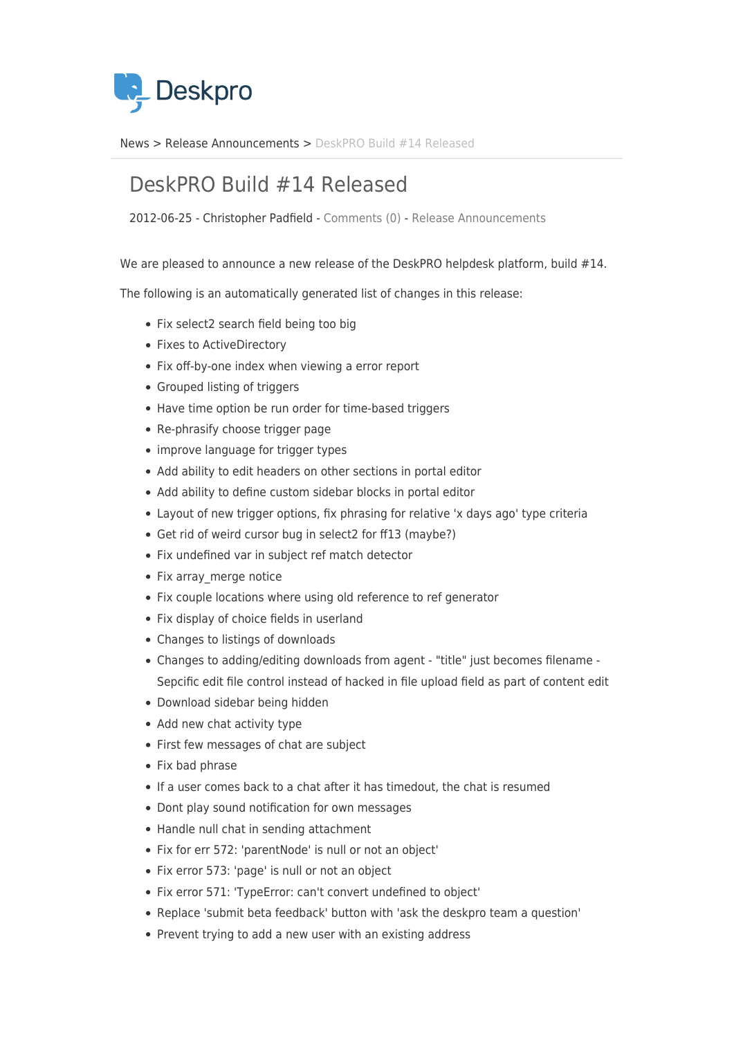Deskpro

News > Release Announcements > DeskPRO Build #14 Released

# DeskPRO Build #14 Released

2012-06-25 - Christopher Padfield - Comments (0) - Release Announcements

We are pleased to announce a new release of the DeskPRO helpdesk platform, build #14.

The following is an automatically generated list of changes in this release:

- Fix select2 search field being too big
- Fixes to ActiveDirectory
- Fix off-by-one index when viewing a error report
- Grouped listing of triggers
- Have time option be run order for time-based triggers
- Re-phrasify choose trigger page
- improve language for trigger types
- Add ability to edit headers on other sections in portal editor
- Add ability to define custom sidebar blocks in portal editor
- Layout of new trigger options, fix phrasing for relative 'x days ago' type criteria
- Get rid of weird cursor bug in select2 for ff13 (maybe?)
- Fix undefined var in subject ref match detector
- Fix array_merge notice
- Fix couple locations where using old reference to ref generator
- Fix display of choice fields in userland
- Changes to listings of downloads
- Changes to adding/editing downloads from agent - "title" just becomes filename - Sepcific edit file control instead of hacked in file upload field as part of content edit
- Download sidebar being hidden
- Add new chat activity type
- First few messages of chat are subject
- Fix bad phrase
- If a user comes back to a chat after it has timedout, the chat is resumed
- Dont play sound notification for own messages
- Handle null chat in sending attachment
- Fix for err 572: 'parentNode' is null or not an object'
- Fix error 573: 'page' is null or not an object
- Fix error 571: 'TypeError: can't convert undefined to object'
- Replace 'submit beta feedback' button with 'ask the deskpro team a question'
- Prevent trying to add a new user with an existing address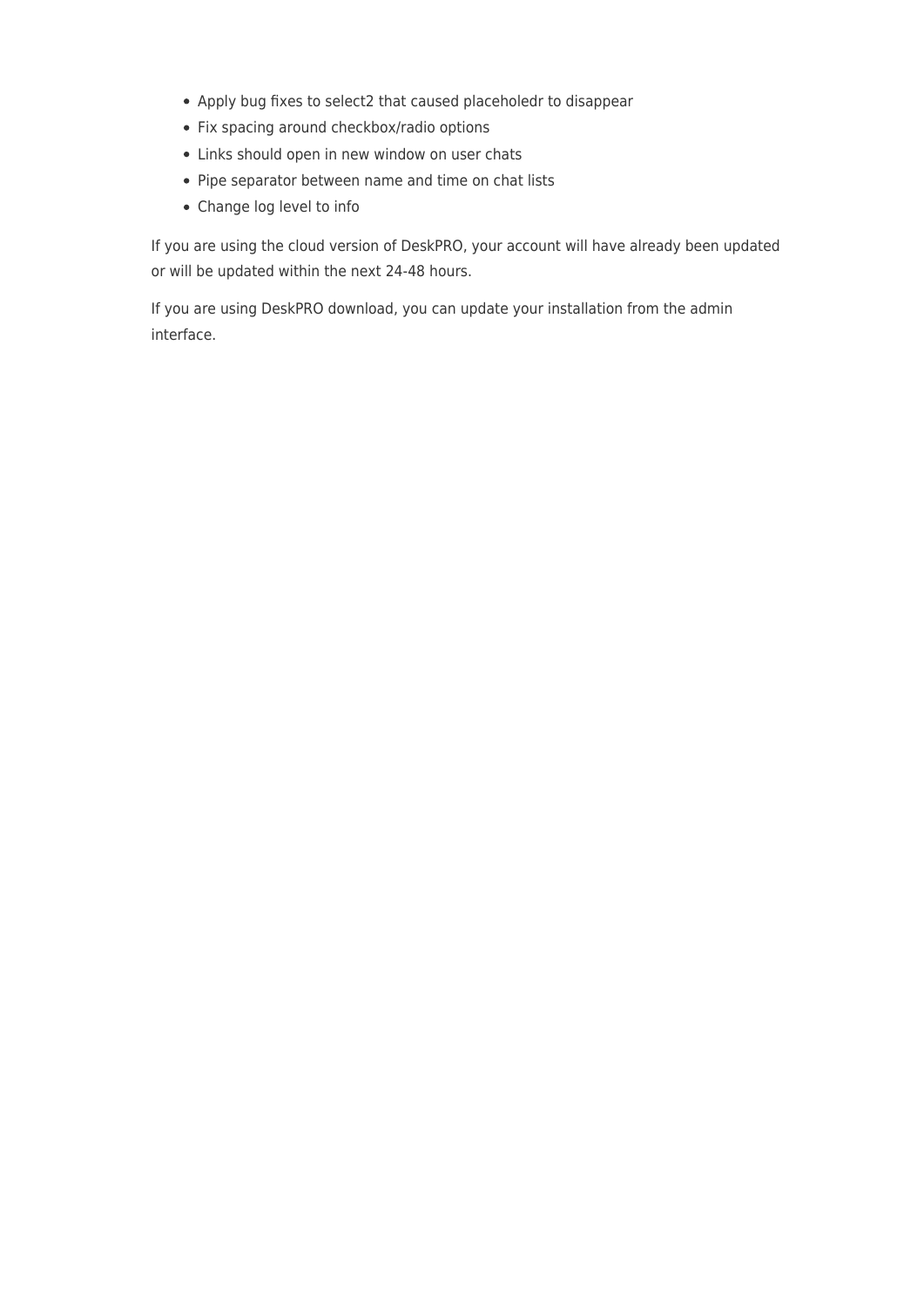- Apply bug fixes to select2 that caused placeholedr to disappear
- Fix spacing around checkbox/radio options
- Links should open in new window on user chats
- Pipe separator between name and time on chat lists
- Change log level to info

If you are using the cloud version of DeskPRO, your account will have already been updated or will be updated within the next 24-48 hours.

If you are using DeskPRO download, you can update your installation from the admin interface.